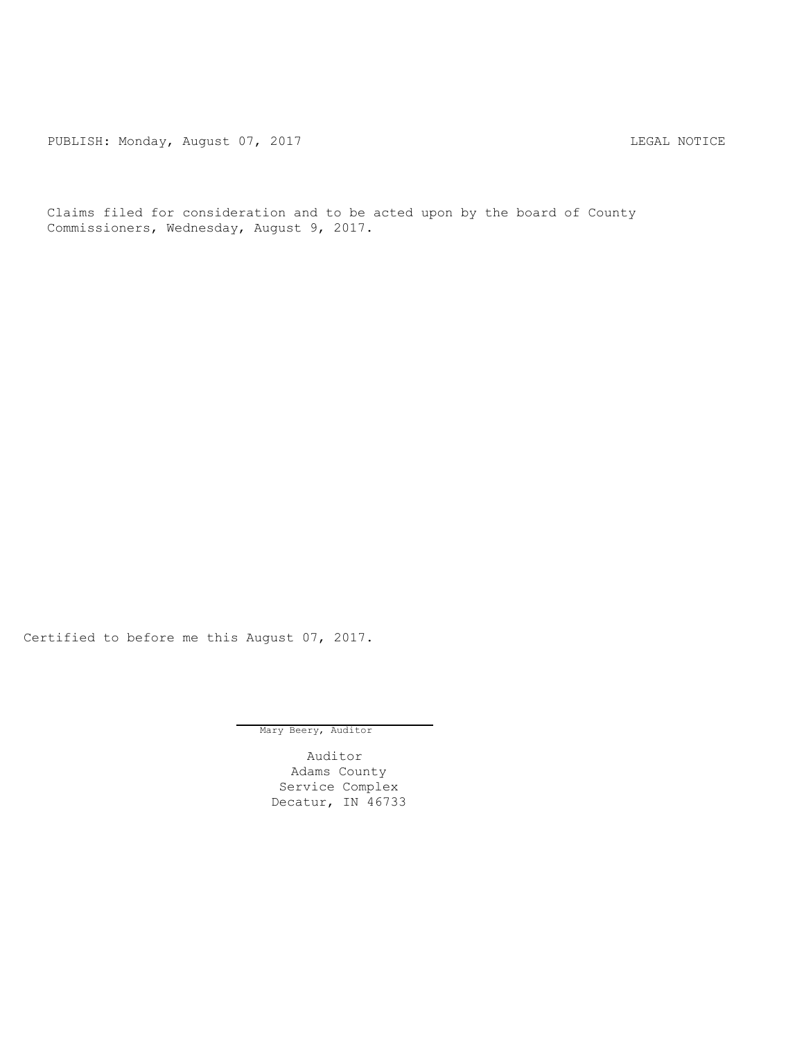PUBLISH: Monday, August 07, 2017 LEGAL NOTICE

Claims filed for consideration and to be acted upon by the board of County Commissioners, Wednesday, August 9, 2017.

Certified to before me this August 07, 2017.

Mary Beery, Auditor

Auditor
Adams County
Service Complex
Decatur, IN 46733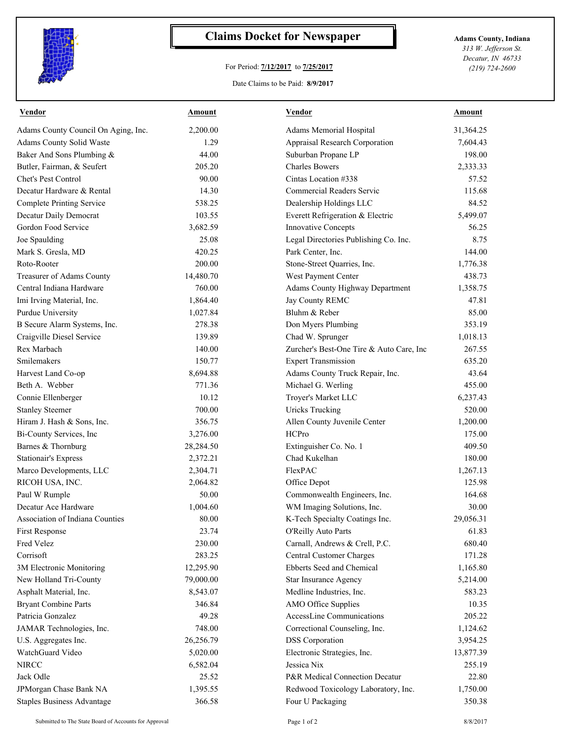# Claims Docket for Newspaper

For Period: **7/12/2017** to **7/25/2017**

Date Claims to be Paid: **8/9/2017**

**Adams County, Indiana**
*313 W. Jefferson St.*
*Decatur, IN 46733*
*(219) 724-2600*

| Vendor | Amount | Vendor | Amount |
|---|---|---|---|
| Adams County Council On Aging, Inc. | 2,200.00 | Adams Memorial Hospital | 31,364.25 |
| Adams County Solid Waste | 1.29 | Appraisal Research Corporation | 7,604.43 |
| Baker And Sons Plumbing & | 44.00 | Suburban Propane LP | 198.00 |
| Butler, Fairman, & Seufert | 205.20 | Charles Bowers | 2,333.33 |
| Chet's Pest Control | 90.00 | Cintas Location #338 | 57.52 |
| Decatur Hardware & Rental | 14.30 | Commercial Readers Servic | 115.68 |
| Complete Printing Service | 538.25 | Dealership Holdings LLC | 84.52 |
| Decatur Daily Democrat | 103.55 | Everett Refrigeration & Electric | 5,499.07 |
| Gordon Food Service | 3,682.59 | Innovative Concepts | 56.25 |
| Joe Spaulding | 25.08 | Legal Directories Publishing Co. Inc. | 8.75 |
| Mark S. Gresla, MD | 420.25 | Park Center, Inc. | 144.00 |
| Roto-Rooter | 200.00 | Stone-Street Quarries, Inc. | 1,776.38 |
| Treasurer of Adams County | 14,480.70 | West Payment Center | 438.73 |
| Central Indiana Hardware | 760.00 | Adams County Highway Department | 1,358.75 |
| Imi Irving Material, Inc. | 1,864.40 | Jay County REMC | 47.81 |
| Purdue University | 1,027.84 | Bluhm & Reber | 85.00 |
| B Secure Alarm Systems, Inc. | 278.38 | Don Myers Plumbing | 353.19 |
| Craigville Diesel Service | 139.89 | Chad W. Sprunger | 1,018.13 |
| Rex Marbach | 140.00 | Zurcher's Best-One Tire & Auto Care, Inc | 267.55 |
| Smilemakers | 150.77 | Expert Transmission | 635.20 |
| Harvest Land Co-op | 8,694.88 | Adams County Truck Repair, Inc. | 43.64 |
| Beth A. Webber | 771.36 | Michael G. Werling | 455.00 |
| Connie Ellenberger | 10.12 | Troyer's Market LLC | 6,237.43 |
| Stanley Steemer | 700.00 | Uricks Trucking | 520.00 |
| Hiram J. Hash & Sons, Inc. | 356.75 | Allen County Juvenile Center | 1,200.00 |
| Bi-County Services, Inc | 3,276.00 | HCPro | 175.00 |
| Barnes & Thornburg | 28,284.50 | Extinguisher Co. No. 1 | 409.50 |
| Stationair's Express | 2,372.21 | Chad Kukelhan | 180.00 |
| Marco Developments, LLC | 2,304.71 | FlexPAC | 1,267.13 |
| RICOH USA, INC. | 2,064.82 | Office Depot | 125.98 |
| Paul W Rumple | 50.00 | Commonwealth Engineers, Inc. | 164.68 |
| Decatur Ace Hardware | 1,004.60 | WM Imaging Solutions, Inc. | 30.00 |
| Association of Indiana Counties | 80.00 | K-Tech Specialty Coatings Inc. | 29,056.31 |
| First Response | 23.74 | O'Reilly Auto Parts | 61.83 |
| Fred Velez | 230.00 | Carnall, Andrews & Crell, P.C. | 680.40 |
| Corrisoft | 283.25 | Central Customer Charges | 171.28 |
| 3M Electronic Monitoring | 12,295.90 | Ebberts Seed and Chemical | 1,165.80 |
| New Holland Tri-County | 79,000.00 | Star Insurance Agency | 5,214.00 |
| Asphalt Material, Inc. | 8,543.07 | Medline Industries, Inc. | 583.23 |
| Bryant Combine Parts | 346.84 | AMO Office Supplies | 10.35 |
| Patricia Gonzalez | 49.28 | AccessLine Communications | 205.22 |
| JAMAR Technologies, Inc. | 748.00 | Correctional Counseling, Inc. | 1,124.62 |
| U.S. Aggregates Inc. | 26,256.79 | DSS Corporation | 3,954.25 |
| WatchGuard Video | 5,020.00 | Electronic Strategies, Inc. | 13,877.39 |
| NIRCC | 6,582.04 | Jessica Nix | 255.19 |
| Jack Odle | 25.52 | P&R Medical Connection Decatur | 22.80 |
| JPMorgan Chase Bank NA | 1,395.55 | Redwood Toxicology Laboratory, Inc. | 1,750.00 |
| Staples Business Advantage | 366.58 | Four U Packaging | 350.38 |

Submitted to The State Board of Accounts for Approval

8/8/2017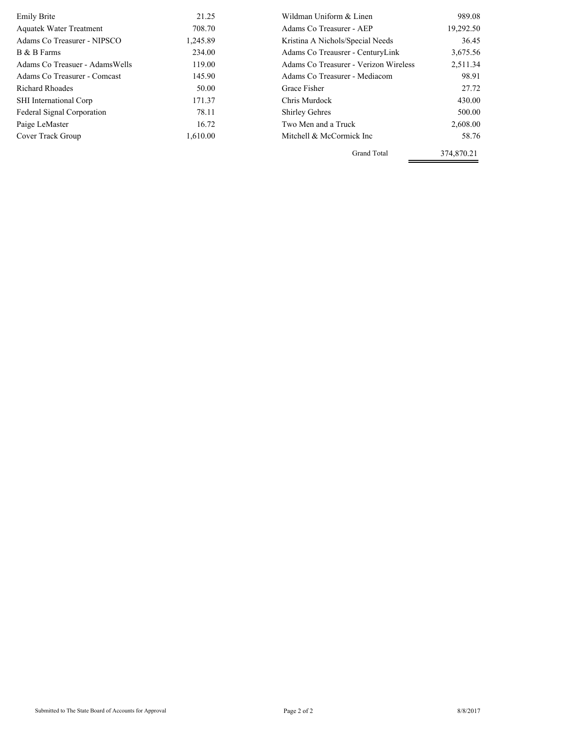| | | | |
|---|---|---|---|
| Emily Brite | 21.25 | Wildman Uniform & Linen | 989.08 |
| Aquatek Water Treatment | 708.70 | Adams Co Treasurer - AEP | 19,292.50 |
| Adams Co Treasurer - NIPSCO | 1,245.89 | Kristina A Nichols/Special Needs | 36.45 |
| B & B Farms | 234.00 | Adams Co Treausrer - CenturyLink | 3,675.56 |
| Adams Co Treasuer - AdamsWells | 119.00 | Adams Co Treasurer - Verizon Wireless | 2,511.34 |
| Adams Co Treasurer - Comcast | 145.90 | Adams Co Treasurer - Mediacom | 98.91 |
| Richard Rhoades | 50.00 | Grace Fisher | 27.72 |
| SHI International Corp | 171.37 | Chris Murdock | 430.00 |
| Federal Signal Corporation | 78.11 | Shirley Gehres | 500.00 |
| Paige LeMaster | 16.72 | Two Men and a Truck | 2,608.00 |
| Cover Track Group | 1,610.00 | Mitchell & McCormick Inc | 58.76 |
| | | Grand Total | 374,870.21 |

Submitted to The State Board of Accounts for Approval

8/8/2017